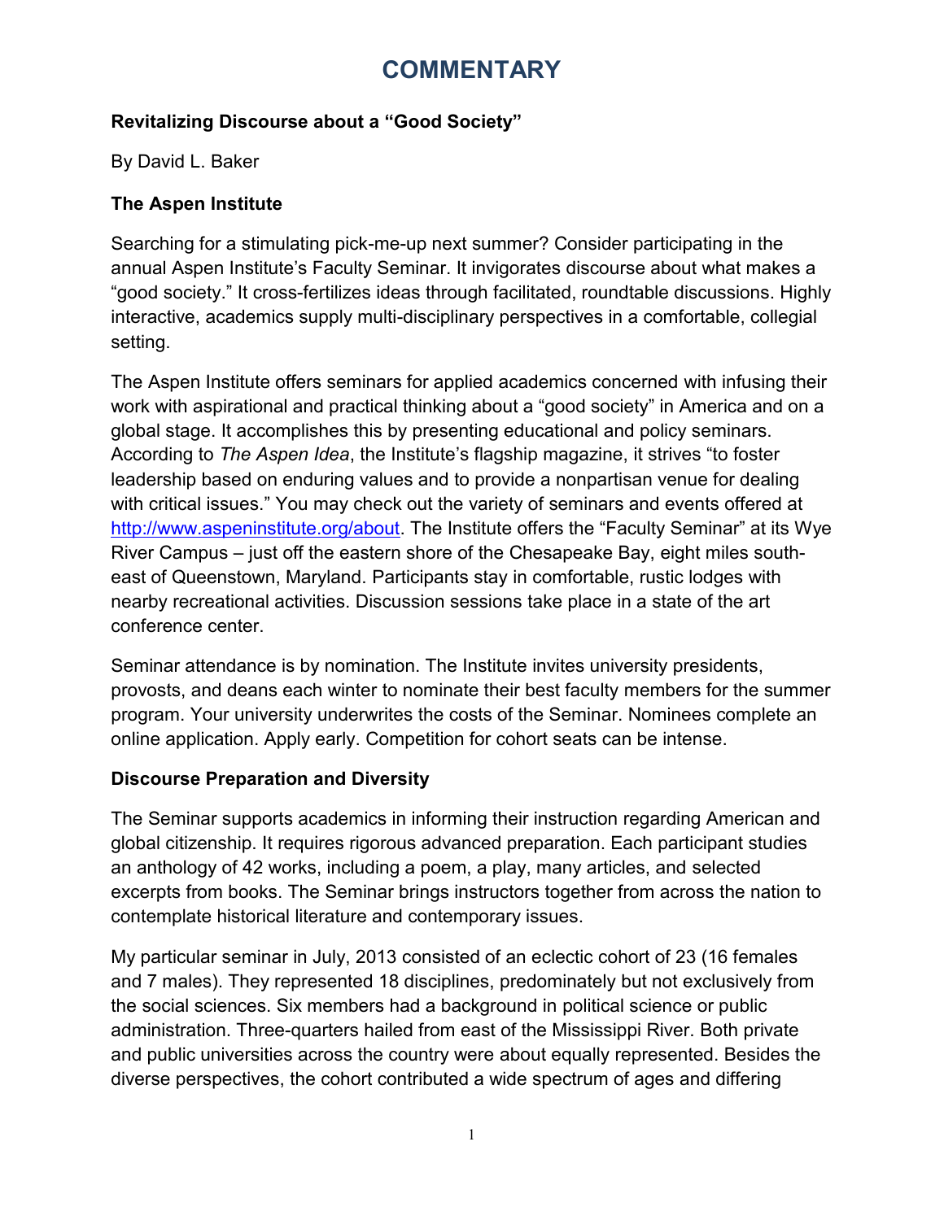# COMMENTARY

**Revitalizing Discourse about a "Good Society"**

By David L. Baker

**The Aspen Institute**

Searching for a stimulating pick-me-up next summer? Consider participating in the annual Aspen Institute's Faculty Seminar. It invigorates discourse about what makes a "good society." It cross-fertilizes ideas through facilitated, roundtable discussions. Highly interactive, academics supply multi-disciplinary perspectives in a comfortable, collegial setting.

The Aspen Institute offers seminars for applied academics concerned with infusing their work with aspirational and practical thinking about a "good society" in America and on a global stage. It accomplishes this by presenting educational and policy seminars. According to *The Aspen Idea*, the Institute's flagship magazine, it strives "to foster leadership based on enduring values and to provide a nonpartisan venue for dealing with critical issues." You may check out the variety of seminars and events offered at [http://www.aspeninstitute.org/about](http://www.aspeninstitute.org/about). The Institute offers the "Faculty Seminar" at its Wye River Campus – just off the eastern shore of the Chesapeake Bay, eight miles south-east of Queenstown, Maryland. Participants stay in comfortable, rustic lodges with nearby recreational activities. Discussion sessions take place in a state of the art conference center.

Seminar attendance is by nomination. The Institute invites university presidents, provosts, and deans each winter to nominate their best faculty members for the summer program. Your university underwrites the costs of the Seminar. Nominees complete an online application. Apply early. Competition for cohort seats can be intense.

**Discourse Preparation and Diversity**

The Seminar supports academics in informing their instruction regarding American and global citizenship. It requires rigorous advanced preparation. Each participant studies an anthology of 42 works, including a poem, a play, many articles, and selected excerpts from books. The Seminar brings instructors together from across the nation to contemplate historical literature and contemporary issues.

My particular seminar in July, 2013 consisted of an eclectic cohort of 23 (16 females and 7 males). They represented 18 disciplines, predominately but not exclusively from the social sciences. Six members had a background in political science or public administration. Three-quarters hailed from east of the Mississippi River. Both private and public universities across the country were about equally represented. Besides the diverse perspectives, the cohort contributed a wide spectrum of ages and differing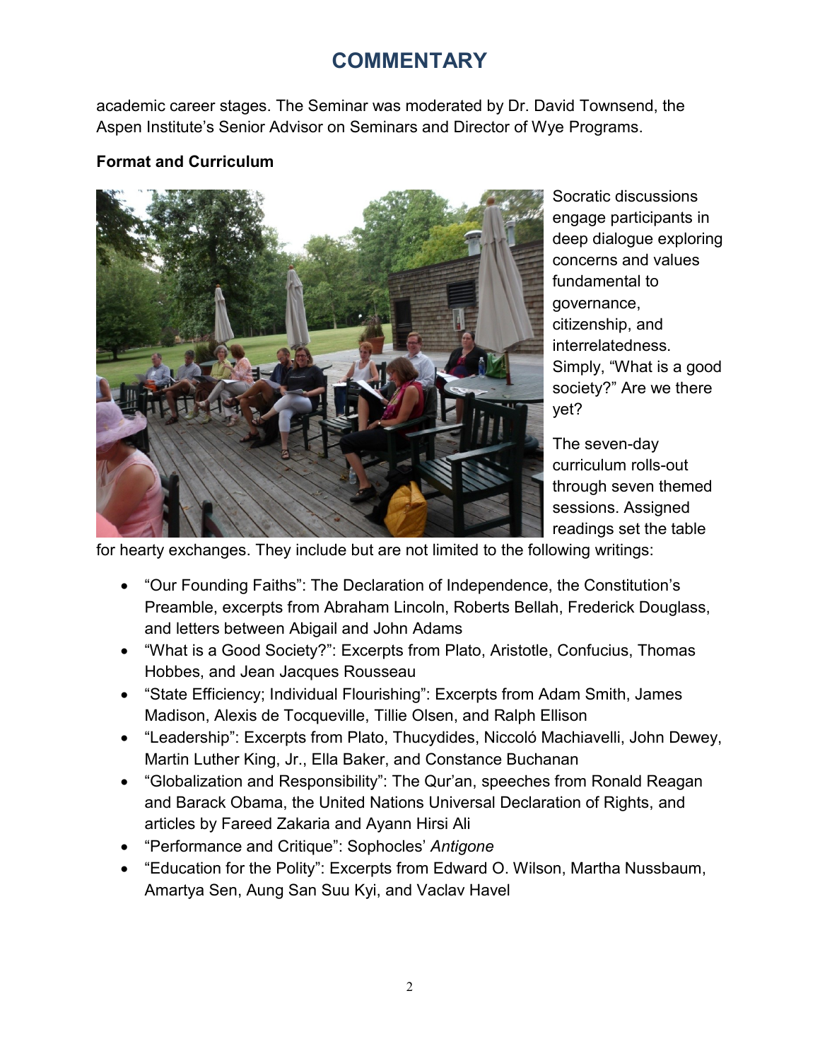# COMMENTARY

academic career stages. The Seminar was moderated by Dr. David Townsend, the Aspen Institute's Senior Advisor on Seminars and Director of Wye Programs.

**Format and Curriculum**

Socratic discussions engage participants in deep dialogue exploring concerns and values fundamental to governance, citizenship, and interrelatedness. Simply, "What is a good society?" Are we there yet?

The seven-day curriculum rolls-out through seven themed sessions. Assigned readings set the table for hearty exchanges. They include but are not limited to the following writings:

- "Our Founding Faiths": The Declaration of Independence, the Constitution's Preamble, excerpts from Abraham Lincoln, Roberts Bellah, Frederick Douglass, and letters between Abigail and John Adams
- "What is a Good Society?": Excerpts from Plato, Aristotle, Confucius, Thomas Hobbes, and Jean Jacques Rousseau
- "State Efficiency; Individual Flourishing": Excerpts from Adam Smith, James Madison, Alexis de Tocqueville, Tillie Olsen, and Ralph Ellison
- "Leadership": Excerpts from Plato, Thucydides, Niccoló Machiavelli, John Dewey, Martin Luther King, Jr., Ella Baker, and Constance Buchanan
- "Globalization and Responsibility": The Qur'an, speeches from Ronald Reagan and Barack Obama, the United Nations Universal Declaration of Rights, and articles by Fareed Zakaria and Ayann Hirsi Ali
- "Performance and Critique": Sophocles' *Antigone*
- "Education for the Polity": Excerpts from Edward O. Wilson, Martha Nussbaum, Amartya Sen, Aung San Suu Kyi, and Vaclav Havel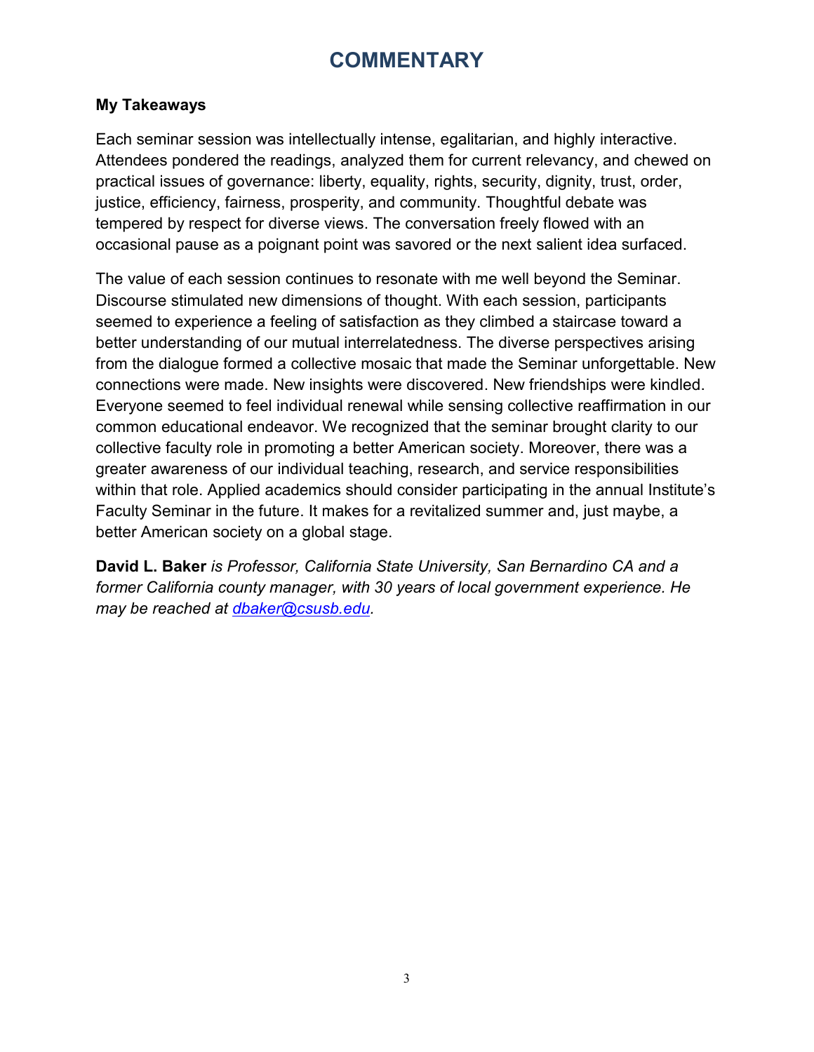# COMMENTARY

## My Takeaways

Each seminar session was intellectually intense, egalitarian, and highly interactive. Attendees pondered the readings, analyzed them for current relevancy, and chewed on practical issues of governance: liberty, equality, rights, security, dignity, trust, order, justice, efficiency, fairness, prosperity, and community. Thoughtful debate was tempered by respect for diverse views. The conversation freely flowed with an occasional pause as a poignant point was savored or the next salient idea surfaced.

The value of each session continues to resonate with me well beyond the Seminar. Discourse stimulated new dimensions of thought. With each session, participants seemed to experience a feeling of satisfaction as they climbed a staircase toward a better understanding of our mutual interrelatedness. The diverse perspectives arising from the dialogue formed a collective mosaic that made the Seminar unforgettable. New connections were made. New insights were discovered. New friendships were kindled. Everyone seemed to feel individual renewal while sensing collective reaffirmation in our common educational endeavor. We recognized that the seminar brought clarity to our collective faculty role in promoting a better American society. Moreover, there was a greater awareness of our individual teaching, research, and service responsibilities within that role. Applied academics should consider participating in the annual Institute's Faculty Seminar in the future. It makes for a revitalized summer and, just maybe, a better American society on a global stage.

**David L. Baker** *is Professor, California State University, San Bernardino CA and a former California county manager, with 30 years of local government experience. He may be reached at [dbaker@csusb.edu](mailto:dbaker@csusb.edu).*